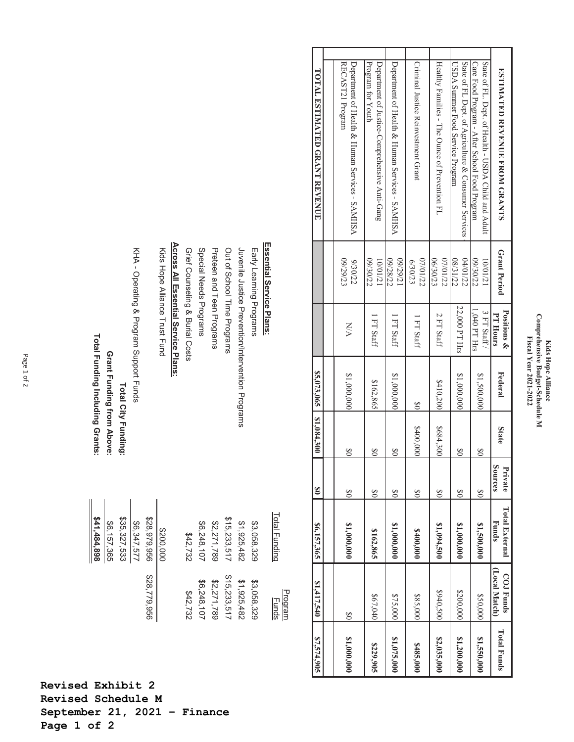# Kids Hope Alliance
## Comprehensive Budget-Schedule M
### Fiscal Year 2021-2022

| ESTIMATED REVENUE FROM GRANTS | Grant Period | Positions & PT Hours | Federal | State | Private Sources | Total External Funds | COJ Funds (Local Match) | Total Funds |
|---|---|---|---|---|---|---|---|---|
| State of FL. Dept. of Health - USDA Child and Adult Care Food Program - After School Food Program | 10/01/21 09/30/22 | 3 FT Staff / 1,040 PT Hrs | $1,500,000 | $0 | $0 | **$1,500,000** | $50,000 | **$1,550,000** |
| State of FL Dept. of Agriculture & Consumer Services USDA Summer Food Service Program | 04/01/22 08/31/22 | 22,000 PT Hrs | $1,000,000 | $0 | $0 | **$1,000,000** | $200,000 | **$1,200,000** |
| Healthy Families - The Ounce of Prevention FL | 07/01/22 06/30/23 | 2 FT Staff | $410,200 | $684,300 | $0 | **$1,094,500** | $940,500 | **$2,035,000** |
| Criminal Justice Reinvestment Grant | 07/01/22 6/30/23 | 1 FT Staff | $0 | $400,000 | $0 | **$400,000** | $85,000 | **$485,000** |
| Department of Health & Human Services - SAMHSA | 09/29/21 09/28/22 | 1 FT Staff | $1,000,000 | $0 | $0 | **$1,000,000** | $75,000 | **$1,075,000** |
| Department of Justice-Comprehensive Anti-Gang Program for Youth | 10/01/21 09/30/22 | 1 FT Staff | $162,865 | $0 | $0 | **$162,865** | $67,040 | **$229,905** |
| Department of Health & Human Services - SAMHSA RECAST21 Program | 9/30/22 09/29/23 | N/A | $1,000,000 | $0 | $0 | **$1,000,000** | $0 | **$1,000,000** |
| **TOTAL ESTIMATED GRANT REVENUE** | | | **$5,073,065** | **$1,084,300** | **$0** | **$6,157,365** | **$1,417,540** | **$7,574,905** |

| | Total Funding | Program Funds |
|---|---|---|
| **Essential Service Plans:** | | |
| Early Learning Programs | $3,058,329 | $3,058,329 |
| Juvenile Justice Prevention/Intervention Programs | $1,925,482 | $1,925,482 |
| Out of School Time Programs | $15,233,517 | $15,233,517 |
| Preteen and Teen Programs | $2,271,789 | $2,271,789 |
| Special Needs Programs | $6,248,107 | $6,248,107 |
| Grief Counseling & Burial Costs | $42,732 | $42,732 |
| **Across All Essential Service Plans:** | | |
| Kids Hope Alliance Trust Fund | $200,000 | |
| | $28,979,956 | $28,779,956 |
| KHA - Operating & Program Support Funds | $6,347,577 | |
| **Total City Funding:** | $35,327,533 | |
| **Grant Funding from Above:** | $6,157,365 | |
| **Total Funding Including Grants:** | **$41,484,898** | |

**Revised Exhibit 2**
**Revised Schedule M**
**September 21, 2021 - Finance**
**Page 1 of 2**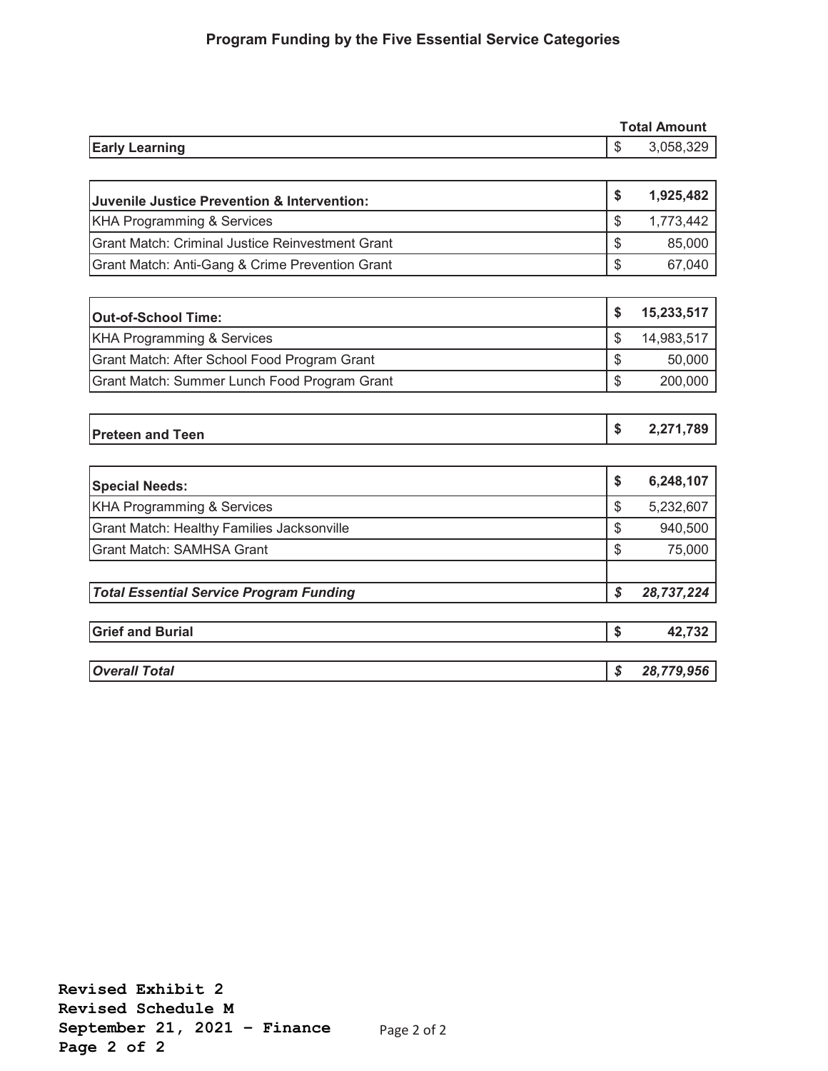## Program Funding by the Five Essential Service Categories

| | Total Amount |
|---|---|
| **Early Learning** | $ 3,058,329 |
| | |
| **Juvenile Justice Prevention & Intervention:** | **$ 1,925,482** |
| KHA Programming & Services | $ 1,773,442 |
| Grant Match: Criminal Justice Reinvestment Grant | $ 85,000 |
| Grant Match: Anti-Gang & Crime Prevention Grant | $ 67,040 |
| | |
| **Out-of-School Time:** | **$ 15,233,517** |
| KHA Programming & Services | $ 14,983,517 |
| Grant Match: After School Food Program Grant | $ 50,000 |
| Grant Match: Summer Lunch Food Program Grant | $ 200,000 |
| | |
| **Preteen and Teen** | **$ 2,271,789** |
| | |
| **Special Needs:** | **$ 6,248,107** |
| KHA Programming & Services | $ 5,232,607 |
| Grant Match: Healthy Families Jacksonville | $ 940,500 |
| Grant Match: SAMHSA Grant | $ 75,000 |
| | |
| ***Total Essential Service Program Funding*** | ***$ 28,737,224*** |
| | |
| **Grief and Burial** | **$ 42,732** |
| | |
| ***Overall Total*** | ***$ 28,779,956*** |

**Revised Exhibit 2**
**Revised Schedule M**
**September 21, 2021 - Finance**
**Page 2 of 2**